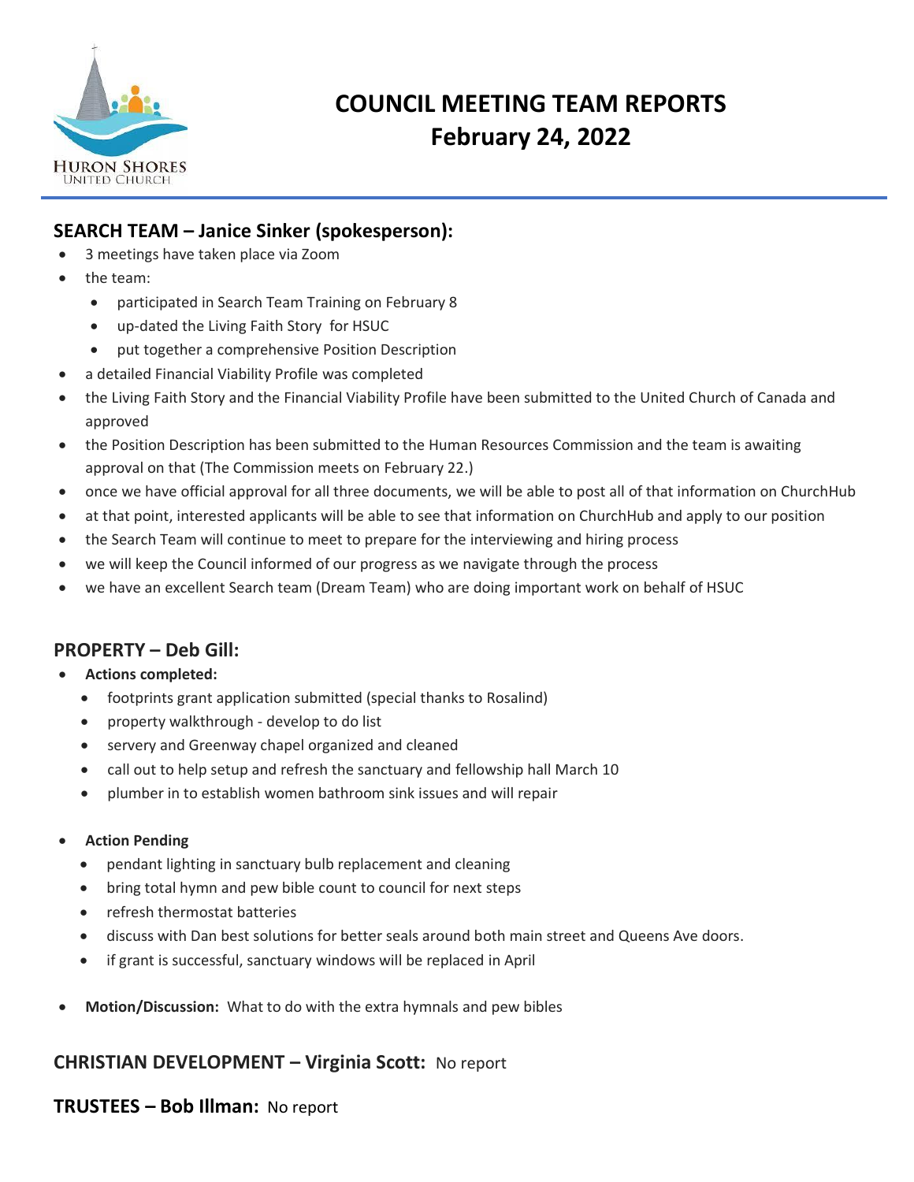# COUNCIL MEETING TEAM REPORTS
# February 24, 2022

HURON SHORES
UNITED CHURCH

## SEARCH TEAM – Janice Sinker (spokesperson):

- 3 meetings have taken place via Zoom
- the team:
  - participated in Search Team Training on February 8
  - up-dated the Living Faith Story for HSUC
  - put together a comprehensive Position Description
- a detailed Financial Viability Profile was completed
- the Living Faith Story and the Financial Viability Profile have been submitted to the United Church of Canada and approved
- the Position Description has been submitted to the Human Resources Commission and the team is awaiting approval on that (The Commission meets on February 22.)
- once we have official approval for all three documents, we will be able to post all of that information on ChurchHub
- at that point, interested applicants will be able to see that information on ChurchHub and apply to our position
- the Search Team will continue to meet to prepare for the interviewing and hiring process
- we will keep the Council informed of our progress as we navigate through the process
- we have an excellent Search team (Dream Team) who are doing important work on behalf of HSUC

## PROPERTY – Deb Gill:

- **Actions completed:**
  - footprints grant application submitted (special thanks to Rosalind)
  - property walkthrough - develop to do list
  - servery and Greenway chapel organized and cleaned
  - call out to help setup and refresh the sanctuary and fellowship hall March 10
  - plumber in to establish women bathroom sink issues and will repair

- **Action Pending**
  - pendant lighting in sanctuary bulb replacement and cleaning
  - bring total hymn and pew bible count to council for next steps
  - refresh thermostat batteries
  - discuss with Dan best solutions for better seals around both main street and Queens Ave doors.
  - if grant is successful, sanctuary windows will be replaced in April

- **Motion/Discussion:** What to do with the extra hymnals and pew bibles

## CHRISTIAN DEVELOPMENT – Virginia Scott: No report

## TRUSTEES – Bob Illman: No report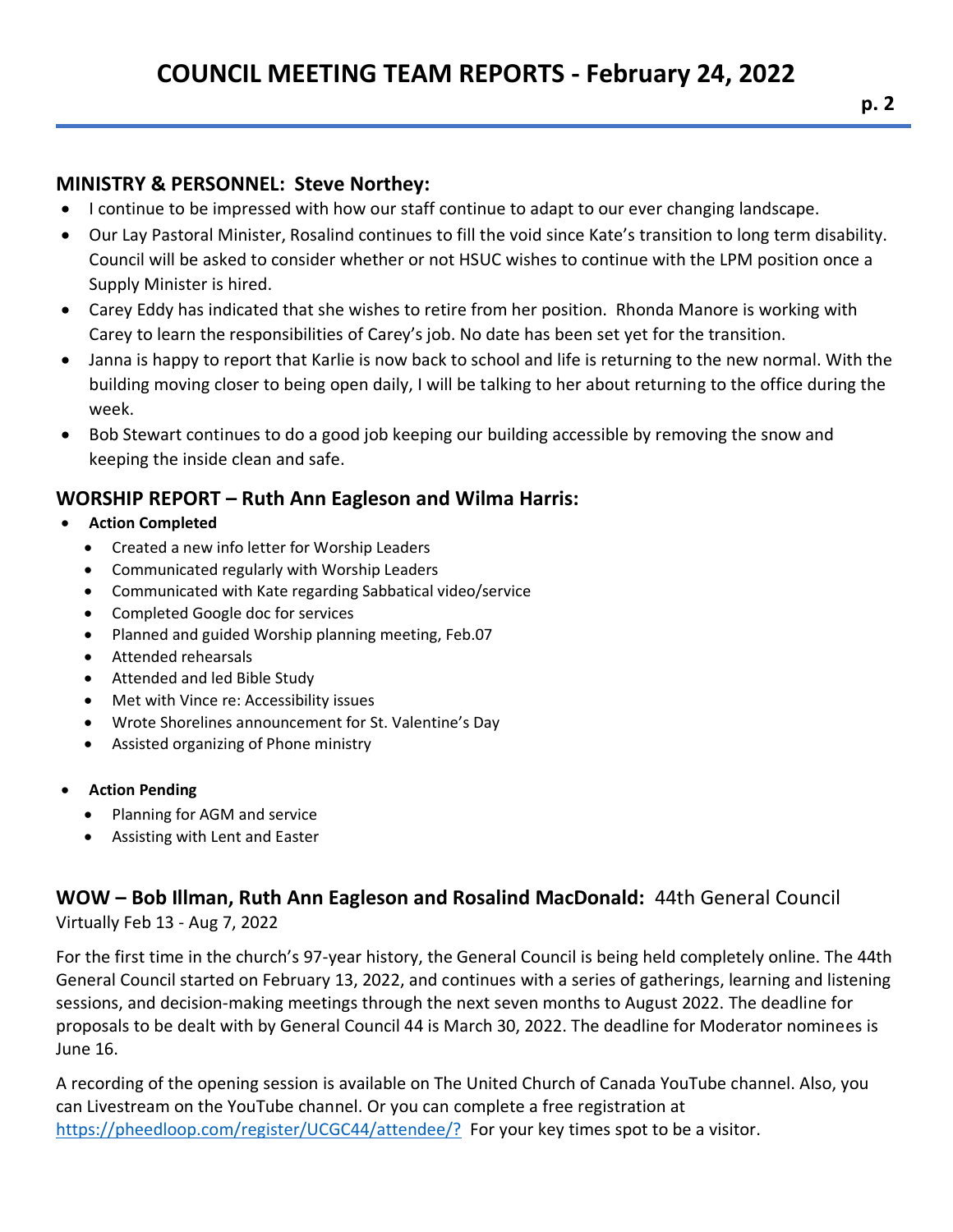# COUNCIL MEETING TEAM REPORTS - February 24, 2022

## MINISTRY & PERSONNEL: Steve Northey:

- I continue to be impressed with how our staff continue to adapt to our ever changing landscape.
- Our Lay Pastoral Minister, Rosalind continues to fill the void since Kate's transition to long term disability. Council will be asked to consider whether or not HSUC wishes to continue with the LPM position once a Supply Minister is hired.
- Carey Eddy has indicated that she wishes to retire from her position. Rhonda Manore is working with Carey to learn the responsibilities of Carey's job. No date has been set yet for the transition.
- Janna is happy to report that Karlie is now back to school and life is returning to the new normal. With the building moving closer to being open daily, I will be talking to her about returning to the office during the week.
- Bob Stewart continues to do a good job keeping our building accessible by removing the snow and keeping the inside clean and safe.

## WORSHIP REPORT – Ruth Ann Eagleson and Wilma Harris:

- **Action Completed**
  - Created a new info letter for Worship Leaders
  - Communicated regularly with Worship Leaders
  - Communicated with Kate regarding Sabbatical video/service
  - Completed Google doc for services
  - Planned and guided Worship planning meeting, Feb.07
  - Attended rehearsals
  - Attended and led Bible Study
  - Met with Vince re: Accessibility issues
  - Wrote Shorelines announcement for St. Valentine's Day
  - Assisted organizing of Phone ministry

- **Action Pending**
  - Planning for AGM and service
  - Assisting with Lent and Easter

## WOW – Bob Illman, Ruth Ann Eagleson and Rosalind MacDonald: 44th General Council

Virtually Feb 13 - Aug 7, 2022

For the first time in the church's 97-year history, the General Council is being held completely online. The 44th General Council started on February 13, 2022, and continues with a series of gatherings, learning and listening sessions, and decision-making meetings through the next seven months to August 2022. The deadline for proposals to be dealt with by General Council 44 is March 30, 2022. The deadline for Moderator nominees is June 16.

A recording of the opening session is available on The United Church of Canada YouTube channel. Also, you can Livestream on the YouTube channel. Or you can complete a free registration at https://pheedloop.com/register/UCGC44/attendee/? For your key times spot to be a visitor.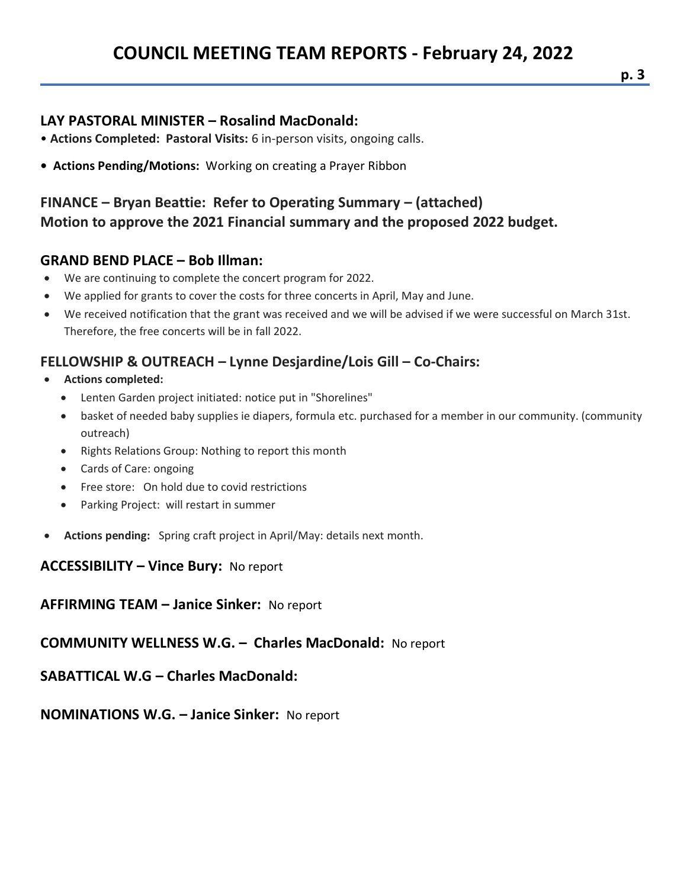# COUNCIL MEETING TEAM REPORTS - February 24, 2022

### LAY PASTORAL MINISTER – Rosalind MacDonald:

- **Actions Completed: Pastoral Visits:** 6 in-person visits, ongoing calls.
- **Actions Pending/Motions:** Working on creating a Prayer Ribbon

### FINANCE – Bryan Beattie: Refer to Operating Summary – (attached)
### Motion to approve the 2021 Financial summary and the proposed 2022 budget.

### GRAND BEND PLACE – Bob Illman:

- We are continuing to complete the concert program for 2022.
- We applied for grants to cover the costs for three concerts in April, May and June.
- We received notification that the grant was received and we will be advised if we were successful on March 31st. Therefore, the free concerts will be in fall 2022.

### FELLOWSHIP & OUTREACH – Lynne Desjardine/Lois Gill – Co-Chairs:

- **Actions completed:**
  - Lenten Garden project initiated: notice put in "Shorelines"
  - basket of needed baby supplies ie diapers, formula etc. purchased for a member in our community. (community outreach)
  - Rights Relations Group: Nothing to report this month
  - Cards of Care: ongoing
  - Free store: On hold due to covid restrictions
  - Parking Project: will restart in summer
- **Actions pending:** Spring craft project in April/May: details next month.

**ACCESSIBILITY – Vince Bury:** No report

**AFFIRMING TEAM – Janice Sinker:** No report

**COMMUNITY WELLNESS W.G. – Charles MacDonald:** No report

**SABATTICAL W.G – Charles MacDonald:**

**NOMINATIONS W.G. – Janice Sinker:** No report